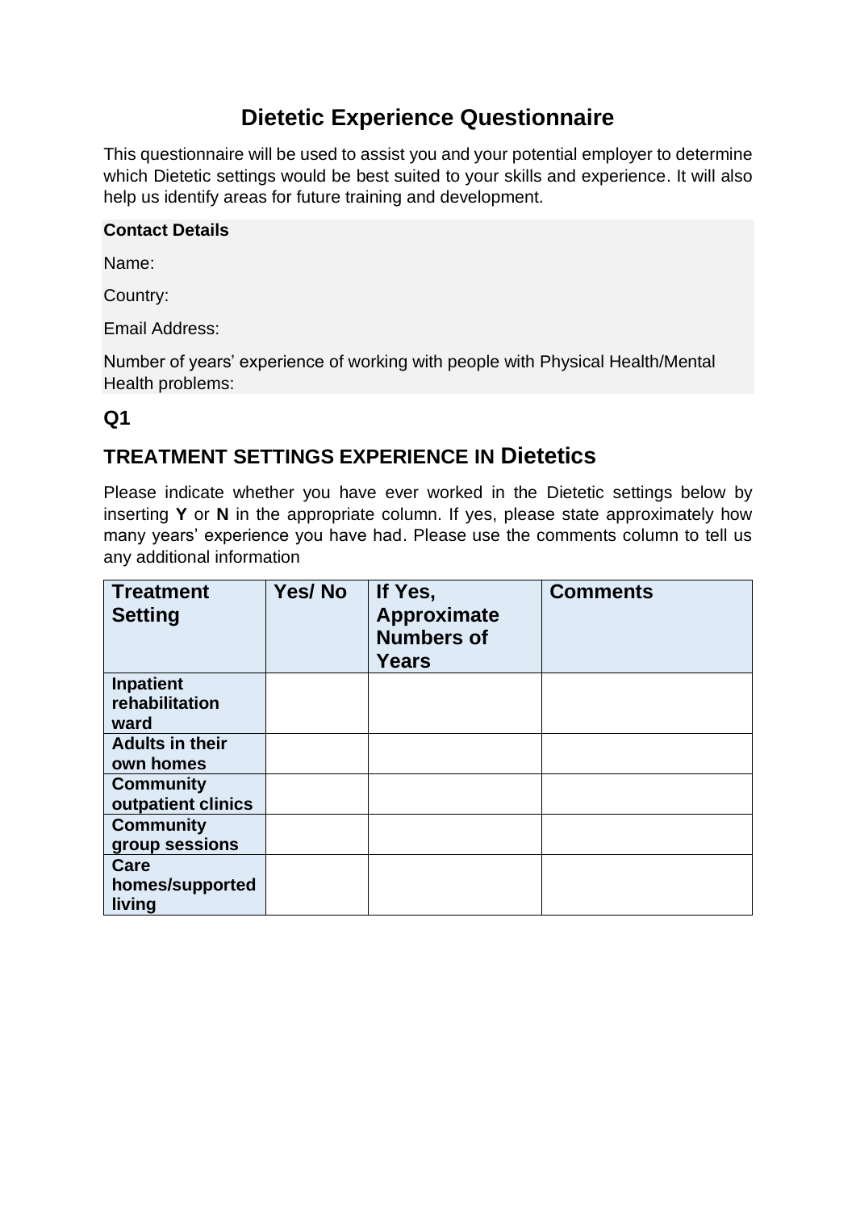# Dietetic Experience Questionnaire

This questionnaire will be used to assist you and your potential employer to determine which Dietetic settings would be best suited to your skills and experience. It will also help us identify areas for future training and development.

**Contact Details**

Name:

Country:

Email Address:

Number of years' experience of working with people with Physical Health/Mental Health problems:

## Q1

## TREATMENT SETTINGS EXPERIENCE IN Dietetics

Please indicate whether you have ever worked in the Dietetic settings below by inserting **Y** or **N** in the appropriate column. If yes, please state approximately how many years' experience you have had. Please use the comments column to tell us any additional information

| Treatment Setting | Yes/ No | If Yes, Approximate Numbers of Years | Comments |
|---|---|---|---|
| **Inpatient rehabilitation ward** | | | |
| **Adults in their own homes** | | | |
| **Community outpatient clinics** | | | |
| **Community group sessions** | | | |
| **Care homes/supported living** | | | |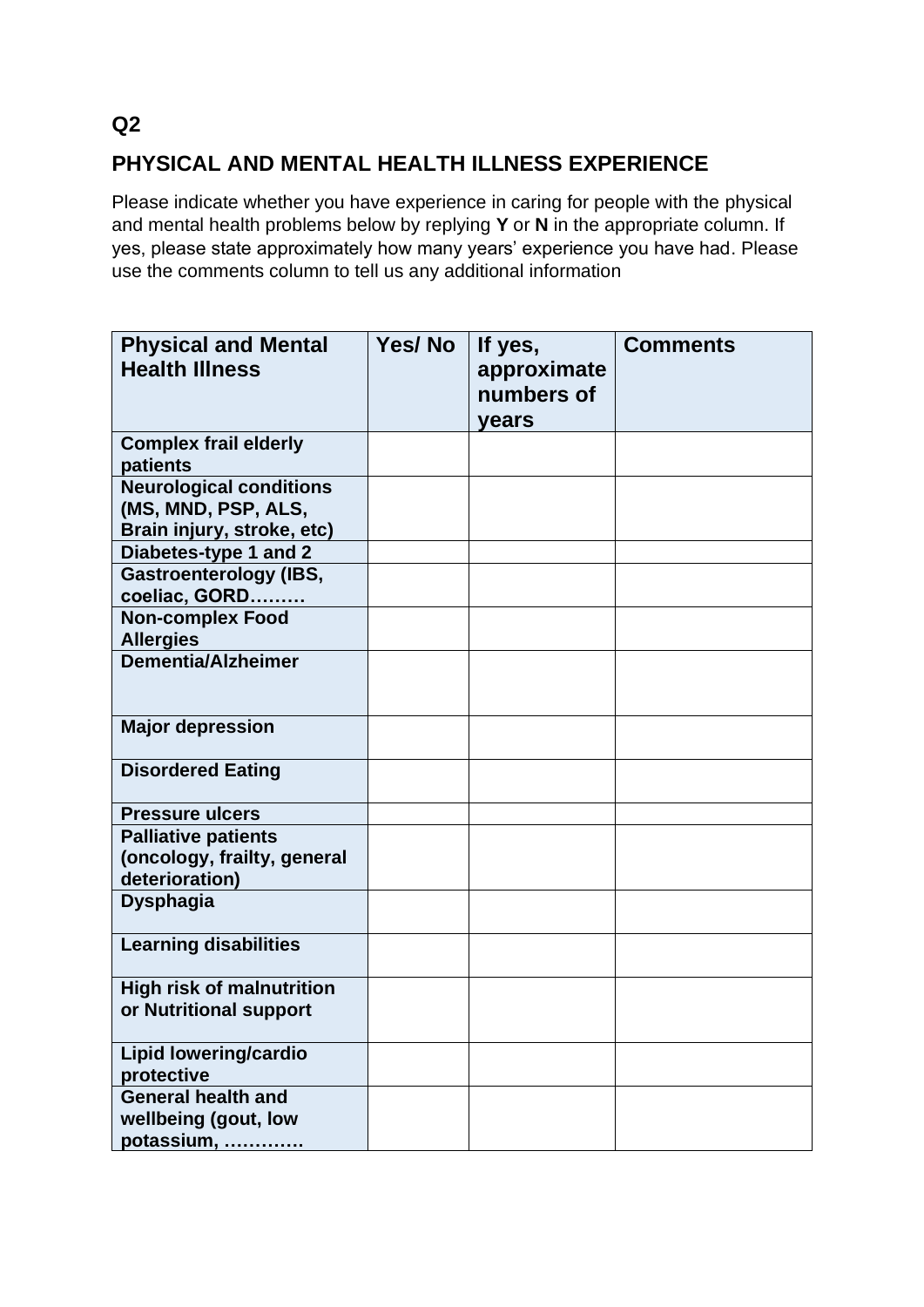## Q2

## PHYSICAL AND MENTAL HEALTH ILLNESS EXPERIENCE

Please indicate whether you have experience in caring for people with the physical and mental health problems below by replying **Y** or **N** in the appropriate column. If yes, please state approximately how many years' experience you have had. Please use the comments column to tell us any additional information

| Physical and Mental Health Illness | Yes/ No | If yes, approximate numbers of years | Comments |
|---|---|---|---|
| **Complex frail elderly patients** | | | |
| **Neurological conditions (MS, MND, PSP, ALS, Brain injury, stroke, etc)** | | | |
| **Diabetes-type 1 and 2** | | | |
| **Gastroenterology (IBS, coeliac, GORD………** | | | |
| **Non-complex Food Allergies** | | | |
| **Dementia/Alzheimer** | | | |
| **Major depression** | | | |
| **Disordered Eating** | | | |
| **Pressure ulcers** | | | |
| **Palliative patients (oncology, frailty, general deterioration)** | | | |
| **Dysphagia** | | | |
| **Learning disabilities** | | | |
| **High risk of malnutrition or Nutritional support** | | | |
| **Lipid lowering/cardio protective** | | | |
| **General health and wellbeing (gout, low potassium, ………….** | | | |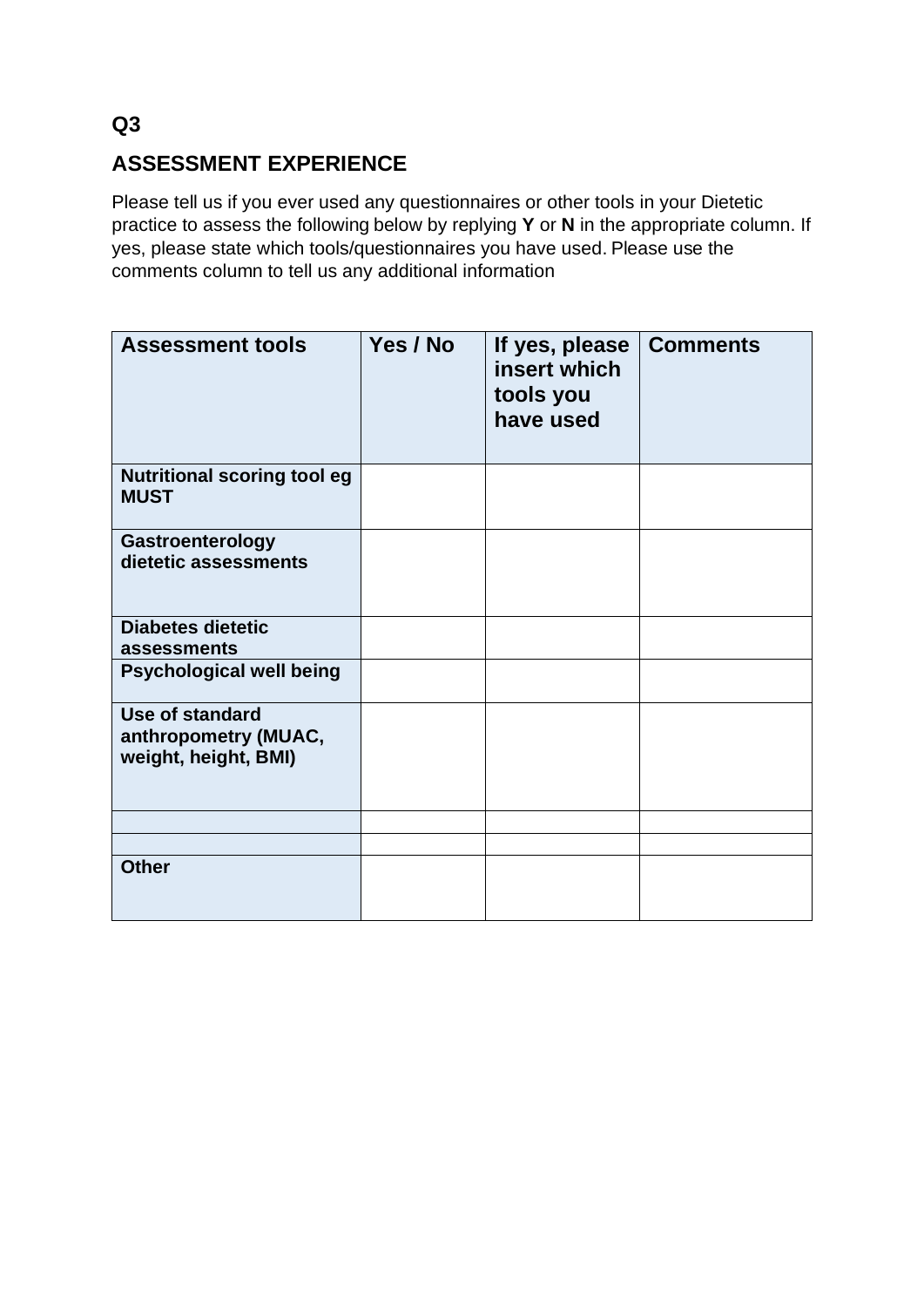## Q3

## ASSESSMENT EXPERIENCE

Please tell us if you ever used any questionnaires or other tools in your Dietetic practice to assess the following below by replying **Y** or **N** in the appropriate column. If yes, please state which tools/questionnaires you have used. Please use the comments column to tell us any additional information

| **Assessment tools** | **Yes / No** | **If yes, please insert which tools you have used** | **Comments** |
| --- | --- | --- | --- |
| **Nutritional scoring tool eg MUST** | | | |
| **Gastroenterology dietetic assessments** | | | |
| **Diabetes dietetic assessments** | | | |
| **Psychological well being** | | | |
| **Use of standard anthropometry (MUAC, weight, height, BMI)** | | | |
| | | | |
| | | | |
| **Other** | | | |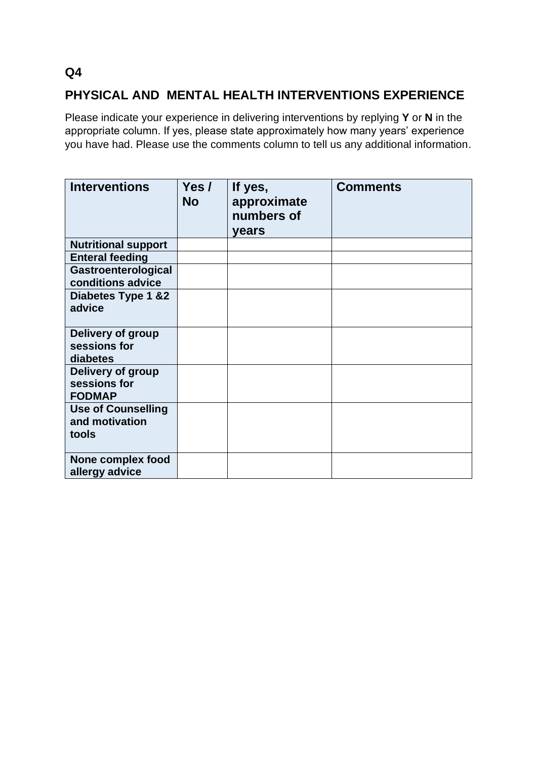## Q4

## PHYSICAL AND MENTAL HEALTH INTERVENTIONS EXPERIENCE

Please indicate your experience in delivering interventions by replying **Y** or **N** in the appropriate column. If yes, please state approximately how many years' experience you have had. Please use the comments column to tell us any additional information.

| Interventions | Yes / No | If yes, approximate numbers of years | Comments |
|---|---|---|---|
| **Nutritional support** | | | |
| **Enteral feeding** | | | |
| **Gastroenterological conditions advice** | | | |
| **Diabetes Type 1 &2 advice** | | | |
| **Delivery of group sessions for diabetes** | | | |
| **Delivery of group sessions for FODMAP** | | | |
| **Use of Counselling and motivation tools** | | | |
| **None complex food allergy advice** | | | |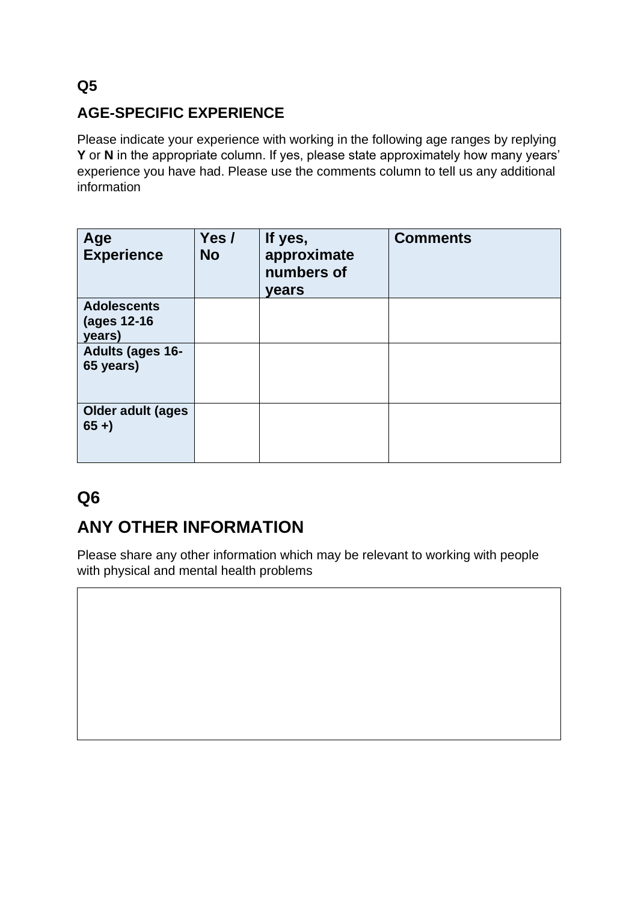## Q5

### AGE-SPECIFIC EXPERIENCE

Please indicate your experience with working in the following age ranges by replying **Y** or **N** in the appropriate column. If yes, please state approximately how many years' experience you have had. Please use the comments column to tell us any additional information

| Age Experience | Yes / No | If yes, approximate numbers of years | Comments |
|---|---|---|---|
| **Adolescents (ages 12-16 years)** | | | |
| **Adults (ages 16-65 years)** | | | |
| **Older adult (ages 65 +)** | | | |

## Q6

## ANY OTHER INFORMATION

Please share any other information which may be relevant to working with people with physical and mental health problems

| |
|---|
| |